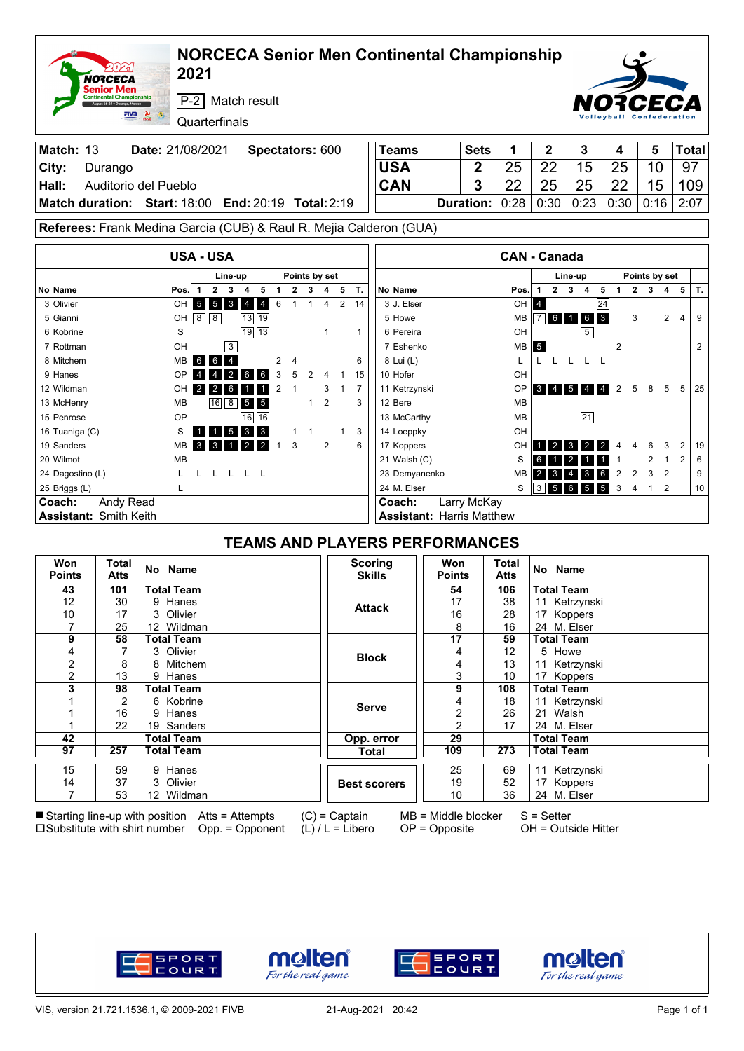# NORCECA Senior Men Continental Championship 2021

P-2 Match result

Quarterfinals

| Match: 13 | Date: 21/08/2021 | Spectators: 600 |
|---|---|---|
| City: Durango | | |
| Hall: Auditorio del Pueblo | | |
| Match duration: | Start: 18:00 End: 20:19 | Total: 2:19 |

| Teams | Sets | 1 | 2 | 3 | 4 | 5 | Total |
|---|---|---|---|---|---|---|---|
| USA | 2 | 25 | 22 | 15 | 25 | 10 | 97 |
| CAN | 3 | 22 | 25 | 25 | 22 | 15 | 109 |
| | Duration: | 0:28 | 0:30 | 0:23 | 0:30 | 0:16 | 2:07 |

**Referees:** Frank Medina Garcia (CUB) & Raul R. Mejia Calderon (GUA)

## USA - USA

| No | Name | Pos. | Line-up 1 | 2 | 3 | 4 | 5 | Points by set 1 | 2 | 3 | 4 | 5 | T. |
|---|---|---|---|---|---|---|---|---|---|---|---|---|---|
| 3 | Olivier | OH | 5 | 5 | 3 | 4 | 4 | 6 | 1 | 1 | 4 | 2 | 14 |
| 5 | Gianni | OH | 8 | 8 | | 13 | 19 | | | | | | |
| 6 | Kobrine | S | | | | 19 | 13 | | | | 1 | | 1 |
| 7 | Rottman | OH | | | 3 | | | | | | | | |
| 8 | Mitchem | MB | 6 | 6 | 4 | | | 2 | 4 | | | | 6 |
| 9 | Hanes | OP | 4 | 4 | 2 | 6 | 6 | 3 | 5 | 2 | 4 | 1 | 15 |
| 12 | Wildman | OH | 2 | 2 | 6 | 1 | 1 | 2 | 1 | | 3 | 1 | 7 |
| 13 | McHenry | MB | | 16 | 8 | 5 | 5 | | | 1 | 2 | | 3 |
| 15 | Penrose | OP | | | | 16 | 16 | | | | | | |
| 16 | Tuaniga (C) | S | 1 | 1 | 5 | 3 | 3 | | 1 | 1 | | 1 | 3 |
| 19 | Sanders | MB | 3 | 3 | 1 | 2 | 2 | 1 | 3 | | 2 | | 6 |
| 20 | Wilmot | MB | | | | | | | | | | | |
| 24 | Dagostino (L) | L | L | L | L | L | L | | | | | | |
| 25 | Briggs (L) | L | | | | | | | | | | | |

**Coach:** Andy Read
**Assistant:** Smith Keith

## CAN - Canada

| No | Name | Pos. | Line-up 1 | 2 | 3 | 4 | 5 | Points by set 1 | 2 | 3 | 4 | 5 | T. |
|---|---|---|---|---|---|---|---|---|---|---|---|---|---|
| 3 | J. Elser | OH | 4 | | | | 24 | | | | | | |
| 5 | Howe | MB | 7 | 6 | 1 | 6 | 3 | | 3 | | 2 | 4 | 9 |
| 6 | Pereira | OH | | | | 5 | | | | | | | |
| 7 | Eshenko | MB | 5 | | | | | 2 | | | | | 2 |
| 8 | Lui (L) | L | L | L | L | L | L | | | | | | |
| 10 | Hofer | OH | | | | | | | | | | | |
| 11 | Ketrzynski | OP | 3 | 4 | 5 | 4 | 4 | 2 | 5 | 8 | 5 | 5 | 25 |
| 12 | Bere | MB | | | | | | | | | | | |
| 13 | McCarthy | MB | | | | 21 | | | | | | | |
| 14 | Loeppky | OH | | | | | | | | | | | |
| 17 | Koppers | OH | 1 | 2 | 3 | 2 | 2 | 4 | 4 | 6 | 3 | 2 | 19 |
| 21 | Walsh (C) | S | 6 | 1 | 2 | 1 | 1 | 1 | | 2 | 1 | 2 | 6 |
| 23 | Demyanenko | MB | 2 | 3 | 4 | 3 | 6 | 2 | 2 | 3 | 2 | | 9 |
| 24 | M. Elser | S | 3 | 5 | 6 | 5 | 5 | 3 | 4 | 1 | 2 | | 10 |

**Coach:** Larry McKay
**Assistant:** Harris Matthew

## TEAMS AND PLAYERS PERFORMANCES

| Won Points | Total Atts | No Name | Scoring Skills | Won Points | Total Atts | No Name |
|---|---|---|---|---|---|---|
| **43** | **101** | **Total Team** | Attack | **54** | **106** | **Total Team** |
| 12 | 30 | 9 Hanes | | 17 | 38 | 11 Ketrzynski |
| 10 | 17 | 3 Olivier | | 16 | 28 | 17 Koppers |
| 7 | 25 | 12 Wildman | | 8 | 16 | 24 M. Elser |
| **9** | **58** | **Total Team** | Block | **17** | **59** | **Total Team** |
| 4 | 7 | 3 Olivier | | 4 | 12 | 5 Howe |
| 2 | 8 | 8 Mitchem | | 4 | 13 | 11 Ketrzynski |
| 2 | 13 | 9 Hanes | | 3 | 10 | 17 Koppers |
| **3** | **98** | **Total Team** | Serve | **9** | **108** | **Total Team** |
| 1 | 2 | 6 Kobrine | | 4 | 18 | 11 Ketrzynski |
| 1 | 16 | 9 Hanes | | 2 | 26 | 21 Walsh |
| 1 | 22 | 19 Sanders | | 2 | 17 | 24 M. Elser |
| **42** | | **Total Team** | Opp. error | **29** | | **Total Team** |
| **97** | **257** | **Total Team** | Total | **109** | **273** | **Total Team** |
| 15 | 59 | 9 Hanes | Best scorers | 25 | 69 | 11 Ketrzynski |
| 14 | 37 | 3 Olivier | | 19 | 52 | 17 Koppers |
| 7 | 53 | 12 Wildman | | 10 | 36 | 24 M. Elser |

■ Starting line-up with position □Substitute with shirt number Atts = Attempts Opp. = Opponent (C) = Captain (L) / L = Libero MB = Middle blocker OP = Opposite S = Setter OH = Outside Hitter

VIS, version 21.721.1536.1, © 2009-2021 FIVB 21-Aug-2021 20:42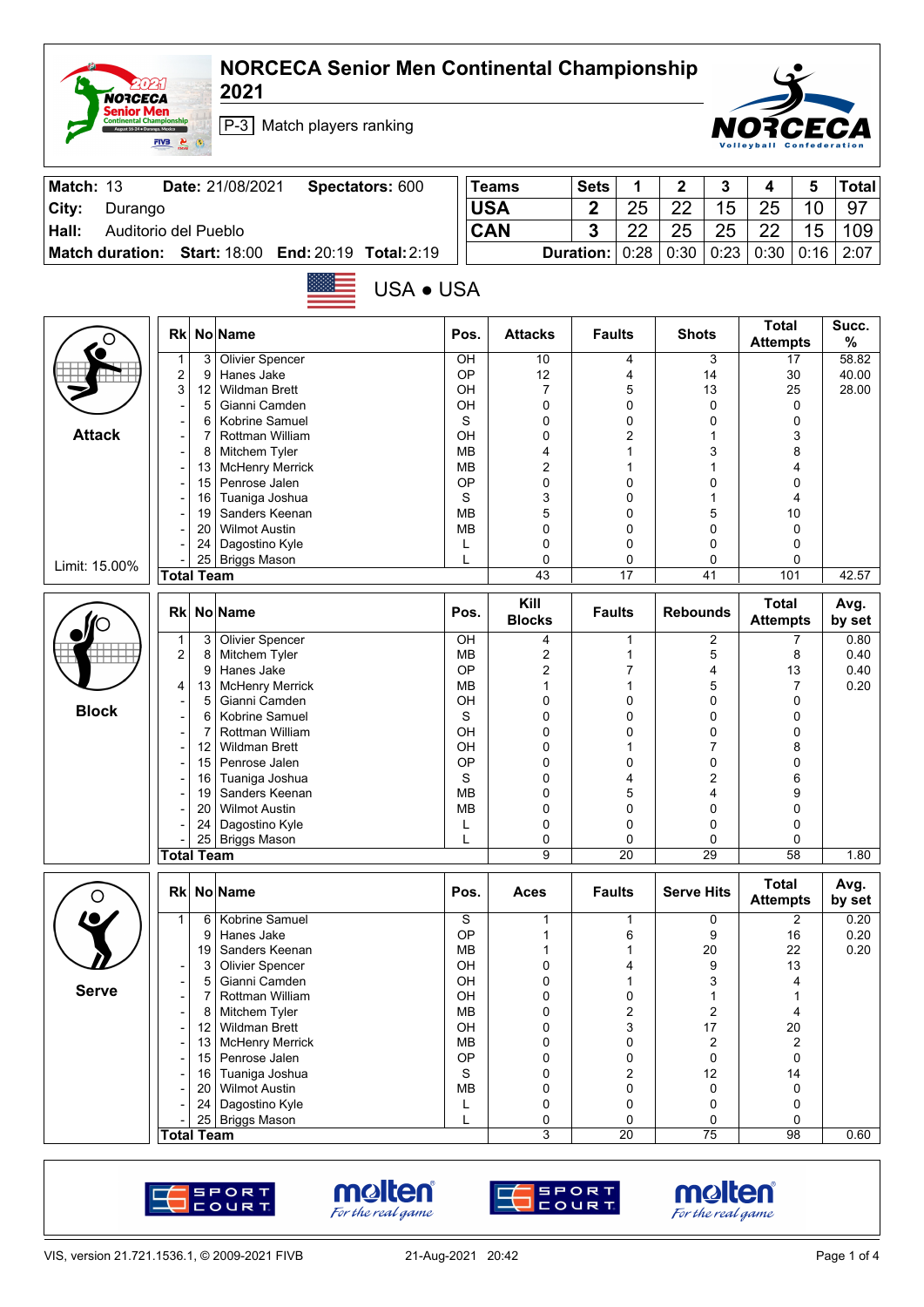# NORCECA Senior Men Continental Championship 2021

P-3 Match players ranking

| Match: 13 | Date: 21/08/2021 | Spectators: 600 |
|---|---|---|
| City: Durango | | |
| Hall: Auditorio del Pueblo | | |
| Match duration: Start: 18:00 | End: 20:19 | Total: 2:19 |

| Teams | Sets | 1 | 2 | 3 | 4 | 5 | Total |
|---|---|---|---|---|---|---|---|
| USA | 2 | 25 | 22 | 15 | 25 | 10 | 97 |
| CAN | 3 | 22 | 25 | 25 | 22 | 15 | 109 |
| | Duration: | 0:28 | 0:30 | 0:23 | 0:30 | 0:16 | 2:07 |

## USA • USA

### Attack (Limit: 15.00%)

| Rk | No | Name | Pos. | Attacks | Faults | Shots | Total Attempts | Succ. % |
|---|---|---|---|---|---|---|---|---|
| 1 | 3 | Olivier Spencer | OH | 10 | 4 | 3 | 17 | 58.82 |
| 2 | 9 | Hanes Jake | OP | 12 | 4 | 14 | 30 | 40.00 |
| 3 | 12 | Wildman Brett | OH | 7 | 5 | 13 | 25 | 28.00 |
| - | 5 | Gianni Camden | OH | 0 | 0 | 0 | 0 | |
| - | 6 | Kobrine Samuel | S | 0 | 0 | 0 | 0 | |
| - | 7 | Rottman William | OH | 0 | 2 | 1 | 3 | |
| - | 8 | Mitchem Tyler | MB | 4 | 1 | 3 | 8 | |
| - | 13 | McHenry Merrick | MB | 2 | 1 | 1 | 4 | |
| - | 15 | Penrose Jalen | OP | 0 | 0 | 0 | 0 | |
| - | 16 | Tuaniga Joshua | S | 3 | 0 | 1 | 4 | |
| - | 19 | Sanders Keenan | MB | 5 | 0 | 5 | 10 | |
| - | 20 | Wilmot Austin | MB | 0 | 0 | 0 | 0 | |
| - | 24 | Dagostino Kyle | L | 0 | 0 | 0 | 0 | |
| - | 25 | Briggs Mason | L | 0 | 0 | 0 | 0 | |
| **Total Team** | | | | 43 | 17 | 41 | 101 | 42.57 |

### Block

| Rk | No | Name | Pos. | Kill Blocks | Faults | Rebounds | Total Attempts | Avg. by set |
|---|---|---|---|---|---|---|---|---|
| 1 | 3 | Olivier Spencer | OH | 4 | 1 | 2 | 7 | 0.80 |
| 2 | 8 | Mitchem Tyler | MB | 2 | 1 | 5 | 8 | 0.40 |
| | 9 | Hanes Jake | OP | 2 | 7 | 4 | 13 | 0.40 |
| 4 | 13 | McHenry Merrick | MB | 1 | 1 | 5 | 7 | 0.20 |
| - | 5 | Gianni Camden | OH | 0 | 0 | 0 | 0 | |
| - | 6 | Kobrine Samuel | S | 0 | 0 | 0 | 0 | |
| - | 7 | Rottman William | OH | 0 | 0 | 0 | 0 | |
| - | 12 | Wildman Brett | OH | 0 | 1 | 7 | 8 | |
| - | 15 | Penrose Jalen | OP | 0 | 0 | 0 | 0 | |
| - | 16 | Tuaniga Joshua | S | 0 | 4 | 2 | 6 | |
| - | 19 | Sanders Keenan | MB | 0 | 5 | 4 | 9 | |
| - | 20 | Wilmot Austin | MB | 0 | 0 | 0 | 0 | |
| - | 24 | Dagostino Kyle | L | 0 | 0 | 0 | 0 | |
| - | 25 | Briggs Mason | L | 0 | 0 | 0 | 0 | |
| **Total Team** | | | | 9 | 20 | 29 | 58 | 1.80 |

### Serve

| Rk | No | Name | Pos. | Aces | Faults | Serve Hits | Total Attempts | Avg. by set |
|---|---|---|---|---|---|---|---|---|
| 1 | 6 | Kobrine Samuel | S | 1 | 1 | 0 | 2 | 0.20 |
| | 9 | Hanes Jake | OP | 1 | 6 | 9 | 16 | 0.20 |
| | 19 | Sanders Keenan | MB | 1 | 1 | 20 | 22 | 0.20 |
| - | 3 | Olivier Spencer | OH | 0 | 4 | 9 | 13 | |
| - | 5 | Gianni Camden | OH | 0 | 1 | 3 | 4 | |
| - | 7 | Rottman William | OH | 0 | 0 | 1 | 1 | |
| - | 8 | Mitchem Tyler | MB | 0 | 2 | 2 | 4 | |
| - | 12 | Wildman Brett | OH | 0 | 3 | 17 | 20 | |
| - | 13 | McHenry Merrick | MB | 0 | 0 | 2 | 2 | |
| - | 15 | Penrose Jalen | OP | 0 | 0 | 0 | 0 | |
| - | 16 | Tuaniga Joshua | S | 0 | 2 | 12 | 14 | |
| - | 20 | Wilmot Austin | MB | 0 | 0 | 0 | 0 | |
| - | 24 | Dagostino Kyle | L | 0 | 0 | 0 | 0 | |
| - | 25 | Briggs Mason | L | 0 | 0 | 0 | 0 | |
| **Total Team** | | | | 3 | 20 | 75 | 98 | 0.60 |

VIS, version 21.721.1536.1, © 2009-2021 FIVB — 21-Aug-2021 20:42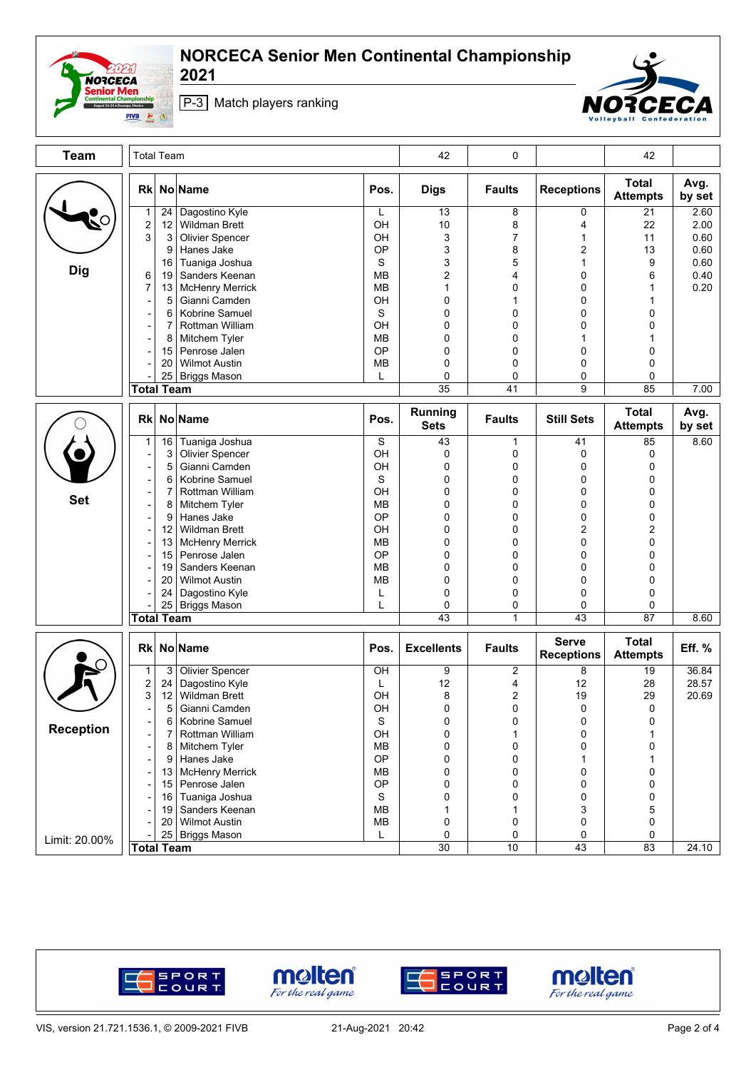# NORCECA Senior Men Continental Championship 2021

P-3 Match players ranking

| Team | Total Team | 42 | 0 | | 42 | |
|---|---|---|---|---|---|---|

## Dig

| Rk | No | Name | Pos. | Digs | Faults | Receptions | Total Attempts | Avg. by set |
|---|---|---|---|---|---|---|---|---|
| 1 | 24 | Dagostino Kyle | L | 13 | 8 | 0 | 21 | 2.60 |
| 2 | 12 | Wildman Brett | OH | 10 | 8 | 4 | 22 | 2.00 |
| 3 | 3 | Olivier Spencer | OH | 3 | 7 | 1 | 11 | 0.60 |
| | 9 | Hanes Jake | OP | 3 | 8 | 2 | 13 | 0.60 |
| | 16 | Tuaniga Joshua | S | 3 | 5 | 1 | 9 | 0.60 |
| 6 | 19 | Sanders Keenan | MB | 2 | 4 | 0 | 6 | 0.40 |
| 7 | 13 | McHenry Merrick | MB | 1 | 0 | 0 | 1 | 0.20 |
| - | 5 | Gianni Camden | OH | 0 | 1 | 0 | 1 | |
| - | 6 | Kobrine Samuel | S | 0 | 0 | 0 | 0 | |
| - | 7 | Rottman William | OH | 0 | 0 | 0 | 0 | |
| - | 8 | Mitchem Tyler | MB | 0 | 0 | 1 | 1 | |
| - | 15 | Penrose Jalen | OP | 0 | 0 | 0 | 0 | |
| - | 20 | Wilmot Austin | MB | 0 | 0 | 0 | 0 | |
| - | 25 | Briggs Mason | L | 0 | 0 | 0 | 0 | |
| **Total Team** | | | | 35 | 41 | 9 | 85 | 7.00 |

## Set

| Rk | No | Name | Pos. | Running Sets | Faults | Still Sets | Total Attempts | Avg. by set |
|---|---|---|---|---|---|---|---|---|
| 1 | 16 | Tuaniga Joshua | S | 43 | 1 | 41 | 85 | 8.60 |
| - | 3 | Olivier Spencer | OH | 0 | 0 | 0 | 0 | |
| - | 5 | Gianni Camden | OH | 0 | 0 | 0 | 0 | |
| - | 6 | Kobrine Samuel | S | 0 | 0 | 0 | 0 | |
| - | 7 | Rottman William | OH | 0 | 0 | 0 | 0 | |
| - | 8 | Mitchem Tyler | MB | 0 | 0 | 0 | 0 | |
| - | 9 | Hanes Jake | OP | 0 | 0 | 0 | 0 | |
| - | 12 | Wildman Brett | OH | 0 | 0 | 2 | 2 | |
| - | 13 | McHenry Merrick | MB | 0 | 0 | 0 | 0 | |
| - | 15 | Penrose Jalen | OP | 0 | 0 | 0 | 0 | |
| - | 19 | Sanders Keenan | MB | 0 | 0 | 0 | 0 | |
| - | 20 | Wilmot Austin | MB | 0 | 0 | 0 | 0 | |
| - | 24 | Dagostino Kyle | L | 0 | 0 | 0 | 0 | |
| - | 25 | Briggs Mason | L | 0 | 0 | 0 | 0 | |
| **Total Team** | | | | 43 | 1 | 43 | 87 | 8.60 |

## Reception

Limit: 20.00%

| Rk | No | Name | Pos. | Excellents | Faults | Serve Receptions | Total Attempts | Eff. % |
|---|---|---|---|---|---|---|---|---|
| 1 | 3 | Olivier Spencer | OH | 9 | 2 | 8 | 19 | 36.84 |
| 2 | 24 | Dagostino Kyle | L | 12 | 4 | 12 | 28 | 28.57 |
| 3 | 12 | Wildman Brett | OH | 8 | 2 | 19 | 29 | 20.69 |
| - | 5 | Gianni Camden | OH | 0 | 0 | 0 | 0 | |
| - | 6 | Kobrine Samuel | S | 0 | 0 | 0 | 0 | |
| - | 7 | Rottman William | OH | 0 | 1 | 0 | 1 | |
| - | 8 | Mitchem Tyler | MB | 0 | 0 | 0 | 0 | |
| - | 9 | Hanes Jake | OP | 0 | 0 | 1 | 1 | |
| - | 13 | McHenry Merrick | MB | 0 | 0 | 0 | 0 | |
| - | 15 | Penrose Jalen | OP | 0 | 0 | 0 | 0 | |
| - | 16 | Tuaniga Joshua | S | 0 | 0 | 0 | 0 | |
| - | 19 | Sanders Keenan | MB | 1 | 1 | 3 | 5 | |
| - | 20 | Wilmot Austin | MB | 0 | 0 | 0 | 0 | |
| - | 25 | Briggs Mason | L | 0 | 0 | 0 | 0 | |
| **Total Team** | | | | 30 | 10 | 43 | 83 | 24.10 |

VIS, version 21.721.1536.1, © 2009-2021 FIVB 21-Aug-2021 20:42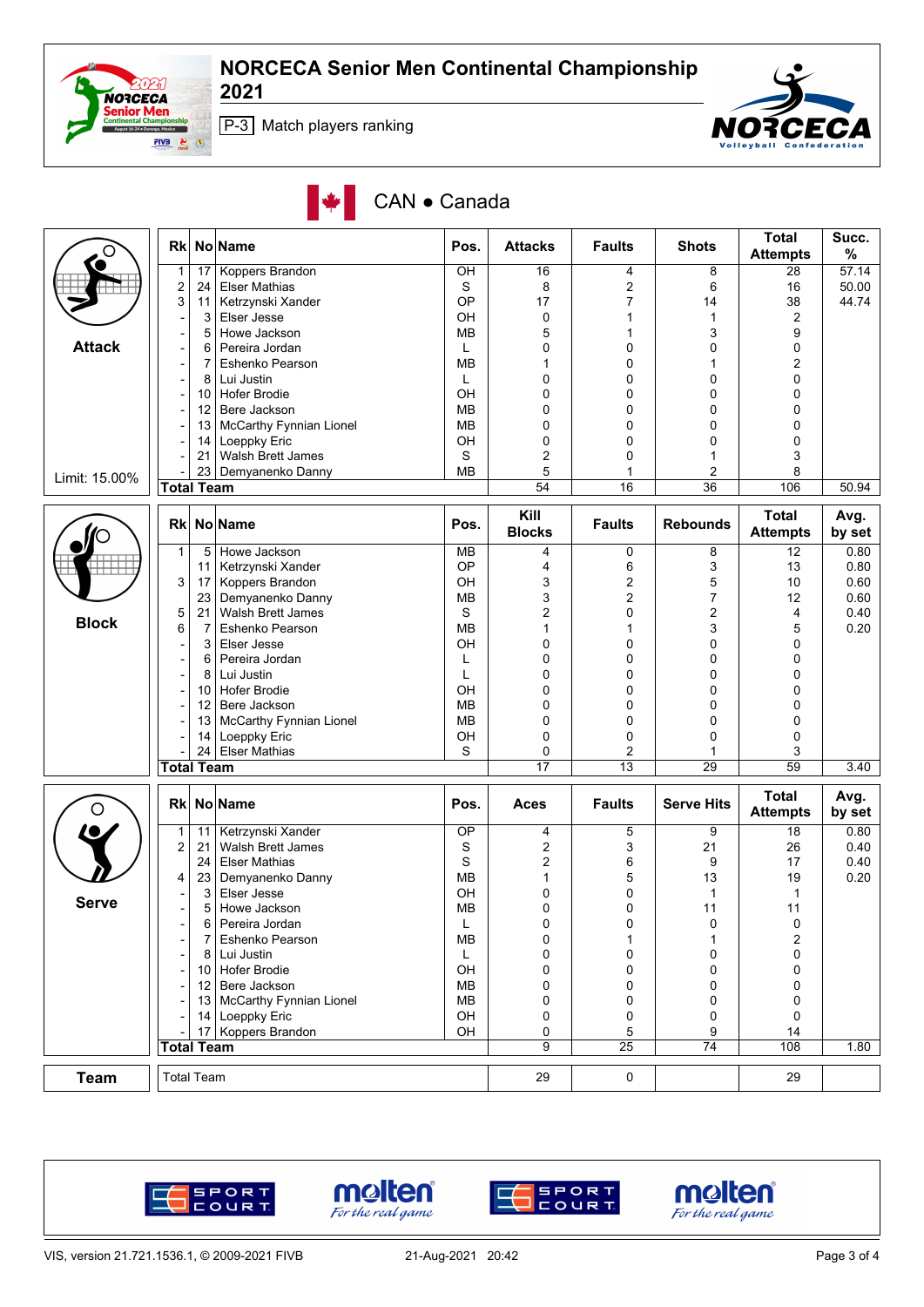# NORCECA Senior Men Continental Championship 2021

P-3 Match players ranking

## CAN • Canada

### Attack

Limit: 15.00%

| Rk | No | Name | Pos. | Attacks | Faults | Shots | Total Attempts | Succ. % |
|---|---|---|---|---|---|---|---|---|
| 1 | 17 | Koppers Brandon | OH | 16 | 4 | 8 | 28 | 57.14 |
| 2 | 24 | Elser Mathias | S | 8 | 2 | 6 | 16 | 50.00 |
| 3 | 11 | Ketrzynski Xander | OP | 17 | 7 | 14 | 38 | 44.74 |
| - | 3 | Elser Jesse | OH | 0 | 1 | 1 | 2 | |
| - | 5 | Howe Jackson | MB | 5 | 1 | 3 | 9 | |
| - | 6 | Pereira Jordan | L | 0 | 0 | 0 | 0 | |
| - | 7 | Eshenko Pearson | MB | 1 | 0 | 1 | 2 | |
| - | 8 | Lui Justin | L | 0 | 0 | 0 | 0 | |
| - | 10 | Hofer Brodie | OH | 0 | 0 | 0 | 0 | |
| - | 12 | Bere Jackson | MB | 0 | 0 | 0 | 0 | |
| - | 13 | McCarthy Fynnian Lionel | MB | 0 | 0 | 0 | 0 | |
| - | 14 | Loeppky Eric | OH | 0 | 0 | 0 | 0 | |
| - | 21 | Walsh Brett James | S | 2 | 0 | 1 | 3 | |
| - | 23 | Demyanenko Danny | MB | 5 | 1 | 2 | 8 | |
| **Total Team** | | | | 54 | 16 | 36 | 106 | 50.94 |

### Block

| Rk | No | Name | Pos. | Kill Blocks | Faults | Rebounds | Total Attempts | Avg. by set |
|---|---|---|---|---|---|---|---|---|
| 1 | 5 | Howe Jackson | MB | 4 | 0 | 8 | 12 | 0.80 |
| | 11 | Ketrzynski Xander | OP | 4 | 6 | 3 | 13 | 0.80 |
| 3 | 17 | Koppers Brandon | OH | 3 | 2 | 5 | 10 | 0.60 |
| | 23 | Demyanenko Danny | MB | 3 | 2 | 7 | 12 | 0.60 |
| 5 | 21 | Walsh Brett James | S | 2 | 0 | 2 | 4 | 0.40 |
| 6 | 7 | Eshenko Pearson | MB | 1 | 1 | 3 | 5 | 0.20 |
| - | 3 | Elser Jesse | OH | 0 | 0 | 0 | 0 | |
| - | 6 | Pereira Jordan | L | 0 | 0 | 0 | 0 | |
| - | 8 | Lui Justin | L | 0 | 0 | 0 | 0 | |
| - | 10 | Hofer Brodie | OH | 0 | 0 | 0 | 0 | |
| - | 12 | Bere Jackson | MB | 0 | 0 | 0 | 0 | |
| - | 13 | McCarthy Fynnian Lionel | MB | 0 | 0 | 0 | 0 | |
| - | 14 | Loeppky Eric | OH | 0 | 0 | 0 | 0 | |
| - | 24 | Elser Mathias | S | 0 | 2 | 1 | 3 | |
| **Total Team** | | | | 17 | 13 | 29 | 59 | 3.40 |

### Serve

| Rk | No | Name | Pos. | Aces | Faults | Serve Hits | Total Attempts | Avg. by set |
|---|---|---|---|---|---|---|---|---|
| 1 | 11 | Ketrzynski Xander | OP | 4 | 5 | 9 | 18 | 0.80 |
| 2 | 21 | Walsh Brett James | S | 2 | 3 | 21 | 26 | 0.40 |
| | 24 | Elser Mathias | S | 2 | 6 | 9 | 17 | 0.40 |
| 4 | 23 | Demyanenko Danny | MB | 1 | 5 | 13 | 19 | 0.20 |
| - | 3 | Elser Jesse | OH | 0 | 0 | 1 | 1 | |
| - | 5 | Howe Jackson | MB | 0 | 0 | 11 | 11 | |
| - | 6 | Pereira Jordan | L | 0 | 0 | 0 | 0 | |
| - | 7 | Eshenko Pearson | MB | 0 | 1 | 1 | 2 | |
| - | 8 | Lui Justin | L | 0 | 0 | 0 | 0 | |
| - | 10 | Hofer Brodie | OH | 0 | 0 | 0 | 0 | |
| - | 12 | Bere Jackson | MB | 0 | 0 | 0 | 0 | |
| - | 13 | McCarthy Fynnian Lionel | MB | 0 | 0 | 0 | 0 | |
| - | 14 | Loeppky Eric | OH | 0 | 0 | 0 | 0 | |
| - | 17 | Koppers Brandon | OH | 0 | 5 | 9 | 14 | |
| **Total Team** | | | | 9 | 25 | 74 | 108 | 1.80 |

### Team

| | | | |
|---|---|---|---|
| Total Team | 29 | 0 | 29 |

VIS, version 21.721.1536.1, © 2009-2021 FIVB — 21-Aug-2021 20:42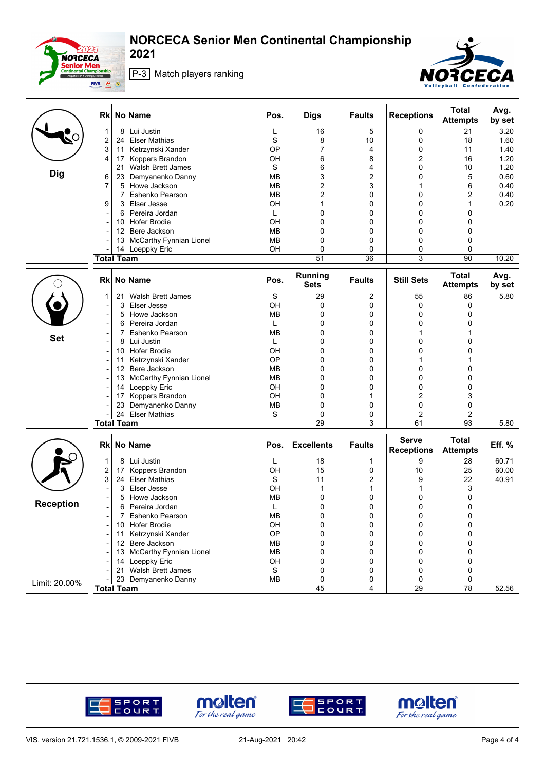# NORCECA Senior Men Continental Championship 2021

P-3 Match players ranking

## Dig

| Rk | No | Name | Pos. | Digs | Faults | Receptions | Total Attempts | Avg. by set |
|---|---|---|---|---|---|---|---|---|
| 1 | 8 | Lui Justin | L | 16 | 5 | 0 | 21 | 3.20 |
| 2 | 24 | Elser Mathias | S | 8 | 10 | 0 | 18 | 1.60 |
| 3 | 11 | Ketrzynski Xander | OP | 7 | 4 | 0 | 11 | 1.40 |
| 4 | 17 | Koppers Brandon | OH | 6 | 8 | 2 | 16 | 1.20 |
| | 21 | Walsh Brett James | S | 6 | 4 | 0 | 10 | 1.20 |
| 6 | 23 | Demyanenko Danny | MB | 3 | 2 | 0 | 5 | 0.60 |
| 7 | 5 | Howe Jackson | MB | 2 | 3 | 1 | 6 | 0.40 |
| | 7 | Eshenko Pearson | MB | 2 | 0 | 0 | 2 | 0.40 |
| 9 | 3 | Elser Jesse | OH | 1 | 0 | 0 | 1 | 0.20 |
| - | 6 | Pereira Jordan | L | 0 | 0 | 0 | 0 | |
| - | 10 | Hofer Brodie | OH | 0 | 0 | 0 | 0 | |
| - | 12 | Bere Jackson | MB | 0 | 0 | 0 | 0 | |
| - | 13 | McCarthy Fynnian Lionel | MB | 0 | 0 | 0 | 0 | |
| - | 14 | Loeppky Eric | OH | 0 | 0 | 0 | 0 | |
| **Total Team** | | | | 51 | 36 | 3 | 90 | 10.20 |

## Set

| Rk | No | Name | Pos. | Running Sets | Faults | Still Sets | Total Attempts | Avg. by set |
|---|---|---|---|---|---|---|---|---|
| 1 | 21 | Walsh Brett James | S | 29 | 2 | 55 | 86 | 5.80 |
| - | 3 | Elser Jesse | OH | 0 | 0 | 0 | 0 | |
| - | 5 | Howe Jackson | MB | 0 | 0 | 0 | 0 | |
| - | 6 | Pereira Jordan | L | 0 | 0 | 0 | 0 | |
| - | 7 | Eshenko Pearson | MB | 0 | 0 | 1 | 1 | |
| - | 8 | Lui Justin | L | 0 | 0 | 0 | 0 | |
| - | 10 | Hofer Brodie | OH | 0 | 0 | 0 | 0 | |
| - | 11 | Ketrzynski Xander | OP | 0 | 0 | 1 | 1 | |
| - | 12 | Bere Jackson | MB | 0 | 0 | 0 | 0 | |
| - | 13 | McCarthy Fynnian Lionel | MB | 0 | 0 | 0 | 0 | |
| - | 14 | Loeppky Eric | OH | 0 | 0 | 0 | 0 | |
| - | 17 | Koppers Brandon | OH | 0 | 1 | 2 | 3 | |
| - | 23 | Demyanenko Danny | MB | 0 | 0 | 0 | 0 | |
| - | 24 | Elser Mathias | S | 0 | 0 | 2 | 2 | |
| **Total Team** | | | | 29 | 3 | 61 | 93 | 5.80 |

## Reception

Limit: 20.00%

| Rk | No | Name | Pos. | Excellents | Faults | Serve Receptions | Total Attempts | Eff. % |
|---|---|---|---|---|---|---|---|---|
| 1 | 8 | Lui Justin | L | 18 | 1 | 9 | 28 | 60.71 |
| 2 | 17 | Koppers Brandon | OH | 15 | 0 | 10 | 25 | 60.00 |
| 3 | 24 | Elser Mathias | S | 11 | 2 | 9 | 22 | 40.91 |
| - | 3 | Elser Jesse | OH | 1 | 1 | 1 | 3 | |
| - | 5 | Howe Jackson | MB | 0 | 0 | 0 | 0 | |
| - | 6 | Pereira Jordan | L | 0 | 0 | 0 | 0 | |
| - | 7 | Eshenko Pearson | MB | 0 | 0 | 0 | 0 | |
| - | 10 | Hofer Brodie | OH | 0 | 0 | 0 | 0 | |
| - | 11 | Ketrzynski Xander | OP | 0 | 0 | 0 | 0 | |
| - | 12 | Bere Jackson | MB | 0 | 0 | 0 | 0 | |
| - | 13 | McCarthy Fynnian Lionel | MB | 0 | 0 | 0 | 0 | |
| - | 14 | Loeppky Eric | OH | 0 | 0 | 0 | 0 | |
| - | 21 | Walsh Brett James | S | 0 | 0 | 0 | 0 | |
| - | 23 | Demyanenko Danny | MB | 0 | 0 | 0 | 0 | |
| **Total Team** | | | | 45 | 4 | 29 | 78 | 52.56 |

VIS, version 21.721.1536.1, © 2009-2021 FIVB — 21-Aug-2021 20:42